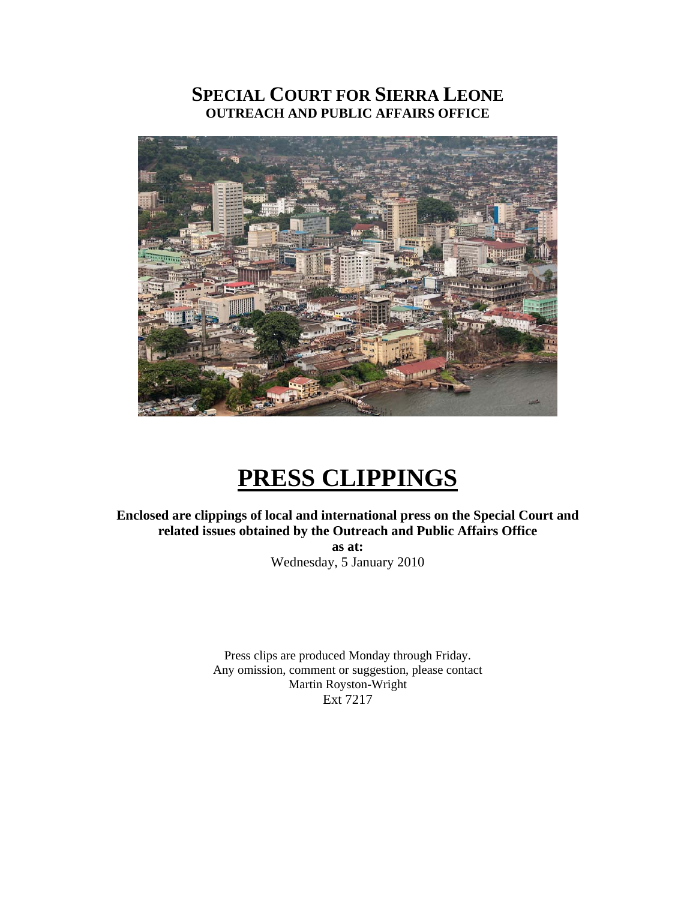# SPECIAL COURT FOR SIERRA LEONE
## OUTREACH AND PUBLIC AFFAIRS OFFICE

# PRESS CLIPPINGS

**Enclosed are clippings of local and international press on the Special Court and related issues obtained by the Outreach and Public Affairs Office**

**as at:**

Wednesday, 5 January 2010

Press clips are produced Monday through Friday.
Any omission, comment or suggestion, please contact
Martin Royston-Wright
Ext 7217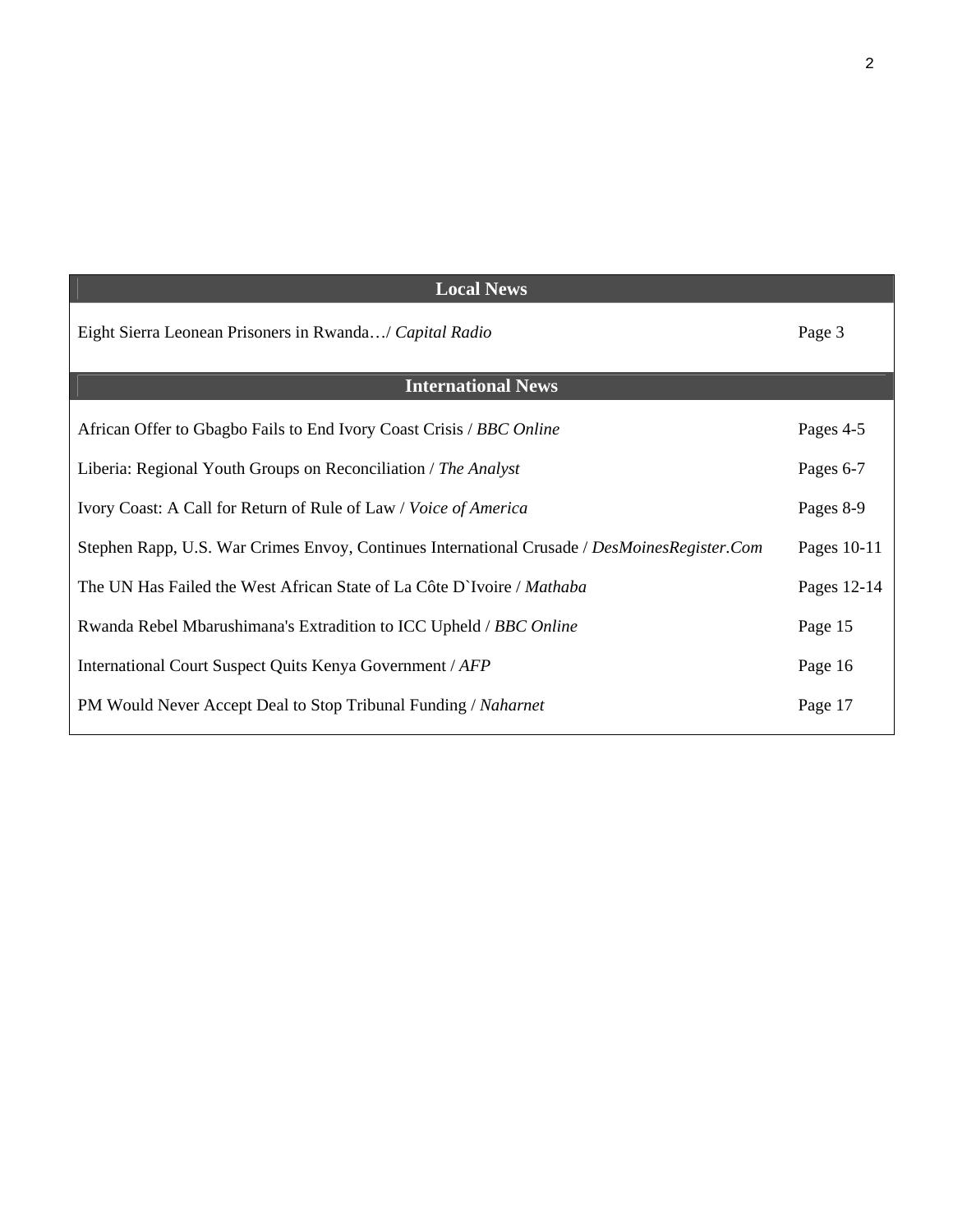| Local News | |
|---|---|
| Eight Sierra Leonean Prisoners in Rwanda…/ *Capital Radio* | Page 3 |
| **International News** | |
| African Offer to Gbagbo Fails to End Ivory Coast Crisis / *BBC Online* | Pages 4-5 |
| Liberia: Regional Youth Groups on Reconciliation / *The Analyst* | Pages 6-7 |
| Ivory Coast: A Call for Return of Rule of Law / *Voice of America* | Pages 8-9 |
| Stephen Rapp, U.S. War Crimes Envoy, Continues International Crusade / *DesMoinesRegister.Com* | Pages 10-11 |
| The UN Has Failed the West African State of La Côte D`Ivoire / *Mathaba* | Pages 12-14 |
| Rwanda Rebel Mbarushimana's Extradition to ICC Upheld / *BBC Online* | Page 15 |
| International Court Suspect Quits Kenya Government / *AFP* | Page 16 |
| PM Would Never Accept Deal to Stop Tribunal Funding / *Naharnet* | Page 17 |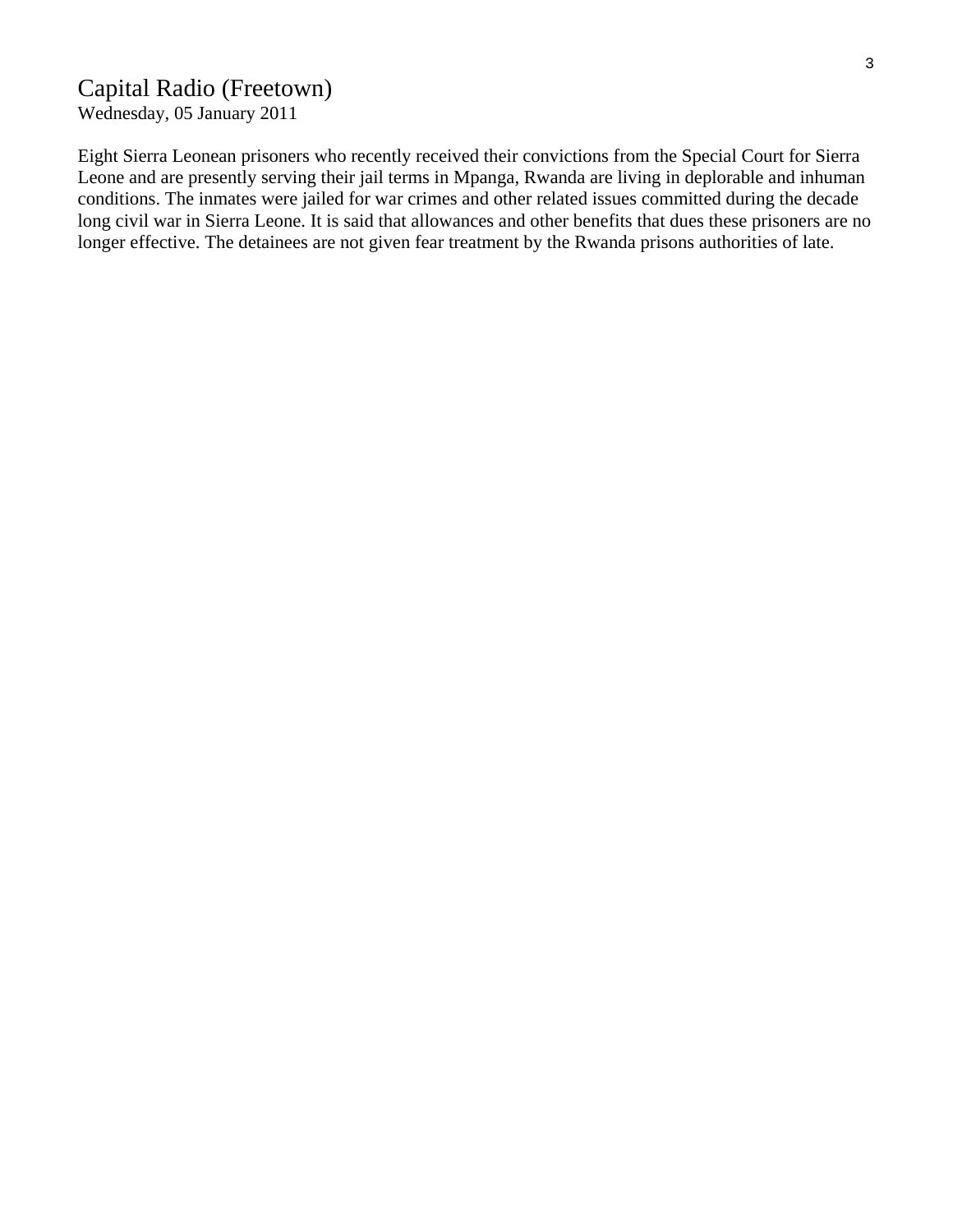## Capital Radio (Freetown)

Wednesday, 05 January 2011

Eight Sierra Leonean prisoners who recently received their convictions from the Special Court for Sierra Leone and are presently serving their jail terms in Mpanga, Rwanda are living in deplorable and inhuman conditions. The inmates were jailed for war crimes and other related issues committed during the decade long civil war in Sierra Leone. It is said that allowances and other benefits that dues these prisoners are no longer effective. The detainees are not given fear treatment by the Rwanda prisons authorities of late.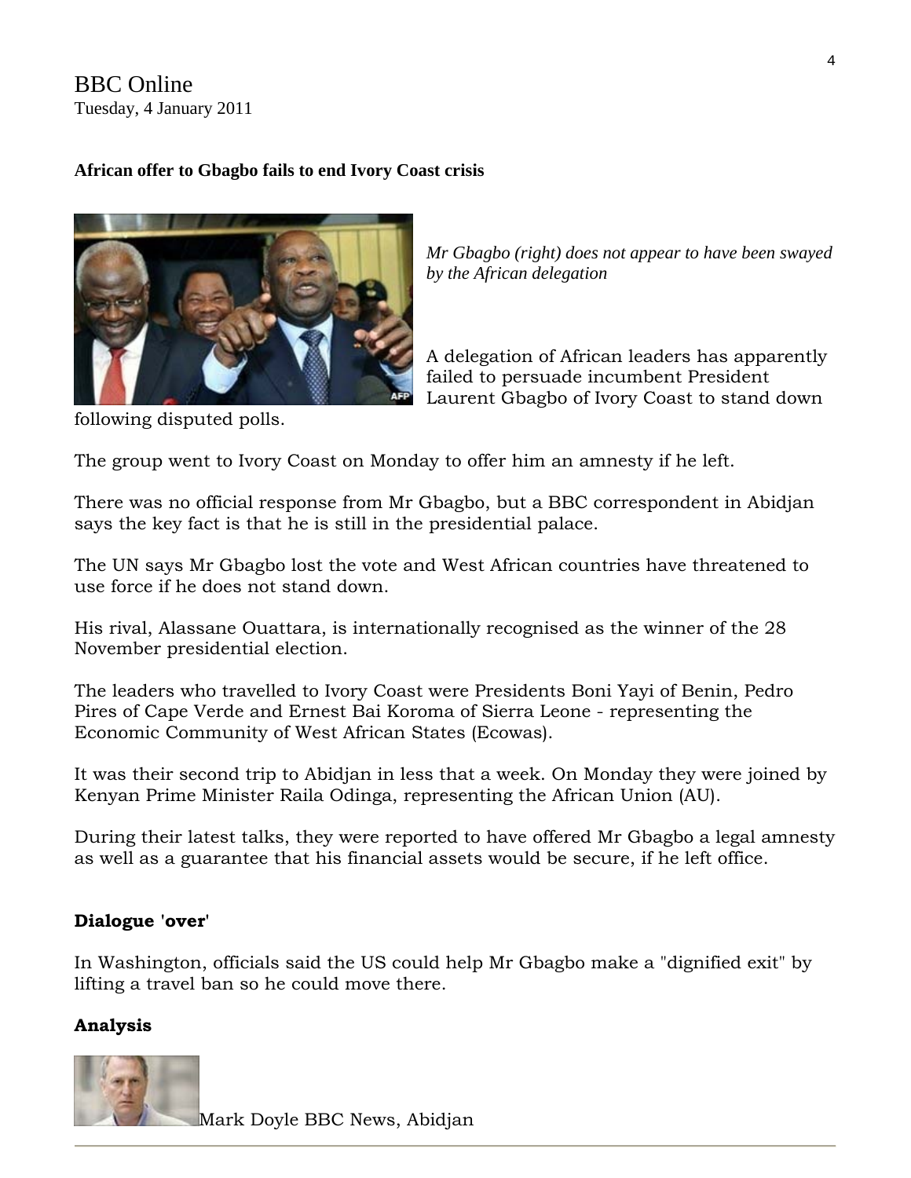BBC Online
Tuesday, 4 January 2011

**African offer to Gbagbo fails to end Ivory Coast crisis**

*Mr Gbagbo (right) does not appear to have been swayed by the African delegation*

A delegation of African leaders has apparently failed to persuade incumbent President Laurent Gbagbo of Ivory Coast to stand down following disputed polls.

The group went to Ivory Coast on Monday to offer him an amnesty if he left.

There was no official response from Mr Gbagbo, but a BBC correspondent in Abidjan says the key fact is that he is still in the presidential palace.

The UN says Mr Gbagbo lost the vote and West African countries have threatened to use force if he does not stand down.

His rival, Alassane Ouattara, is internationally recognised as the winner of the 28 November presidential election.

The leaders who travelled to Ivory Coast were Presidents Boni Yayi of Benin, Pedro Pires of Cape Verde and Ernest Bai Koroma of Sierra Leone - representing the Economic Community of West African States (Ecowas).

It was their second trip to Abidjan in less that a week. On Monday they were joined by Kenyan Prime Minister Raila Odinga, representing the African Union (AU).

During their latest talks, they were reported to have offered Mr Gbagbo a legal amnesty as well as a guarantee that his financial assets would be secure, if he left office.

**Dialogue 'over'**

In Washington, officials said the US could help Mr Gbagbo make a "dignified exit" by lifting a travel ban so he could move there.

**Analysis**

Mark Doyle BBC News, Abidjan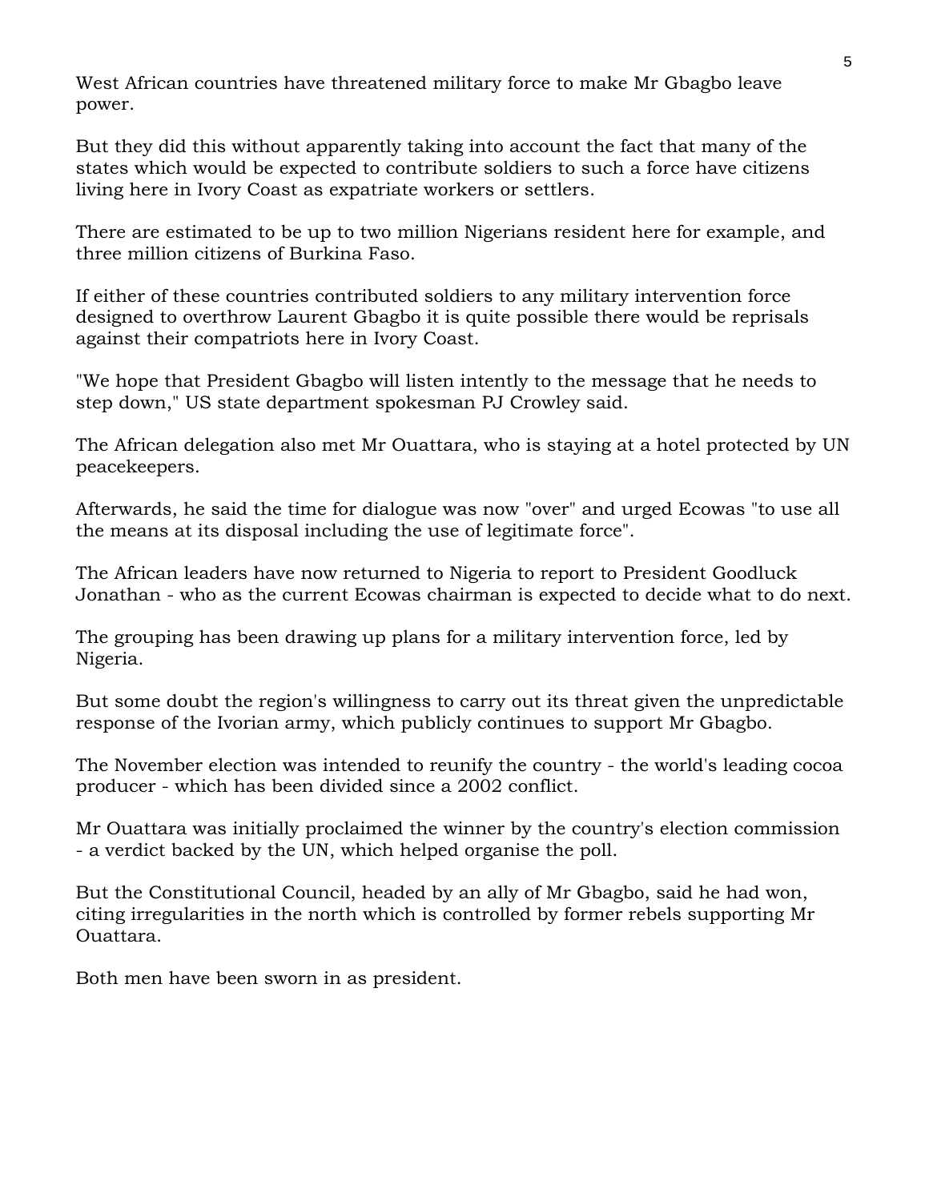West African countries have threatened military force to make Mr Gbagbo leave power.

But they did this without apparently taking into account the fact that many of the states which would be expected to contribute soldiers to such a force have citizens living here in Ivory Coast as expatriate workers or settlers.

There are estimated to be up to two million Nigerians resident here for example, and three million citizens of Burkina Faso.

If either of these countries contributed soldiers to any military intervention force designed to overthrow Laurent Gbagbo it is quite possible there would be reprisals against their compatriots here in Ivory Coast.

"We hope that President Gbagbo will listen intently to the message that he needs to step down," US state department spokesman PJ Crowley said.

The African delegation also met Mr Ouattara, who is staying at a hotel protected by UN peacekeepers.

Afterwards, he said the time for dialogue was now "over" and urged Ecowas "to use all the means at its disposal including the use of legitimate force".

The African leaders have now returned to Nigeria to report to President Goodluck Jonathan - who as the current Ecowas chairman is expected to decide what to do next.

The grouping has been drawing up plans for a military intervention force, led by Nigeria.

But some doubt the region's willingness to carry out its threat given the unpredictable response of the Ivorian army, which publicly continues to support Mr Gbagbo.

The November election was intended to reunify the country - the world's leading cocoa producer - which has been divided since a 2002 conflict.

Mr Ouattara was initially proclaimed the winner by the country's election commission - a verdict backed by the UN, which helped organise the poll.

But the Constitutional Council, headed by an ally of Mr Gbagbo, said he had won, citing irregularities in the north which is controlled by former rebels supporting Mr Ouattara.

Both men have been sworn in as president.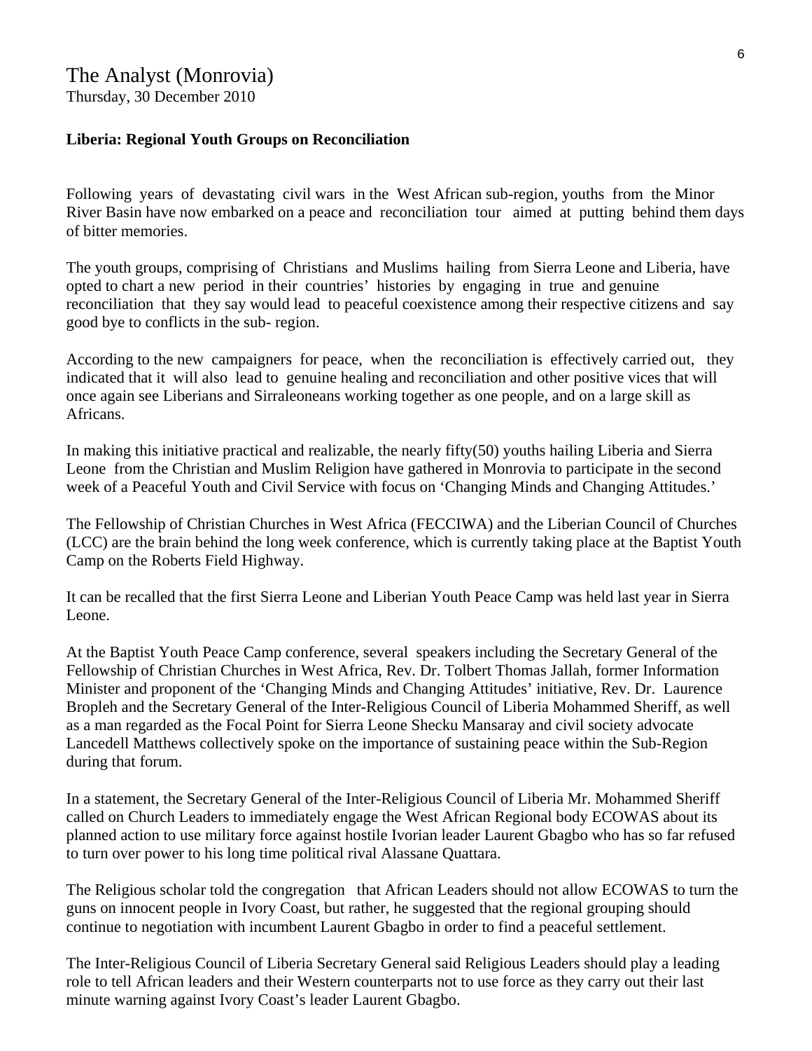The Analyst (Monrovia)
Thursday, 30 December 2010

**Liberia: Regional Youth Groups on Reconciliation**

Following years of devastating civil wars in the West African sub-region, youths from the Minor River Basin have now embarked on a peace and reconciliation tour aimed at putting behind them days of bitter memories.

The youth groups, comprising of Christians and Muslims hailing from Sierra Leone and Liberia, have opted to chart a new period in their countries' histories by engaging in true and genuine reconciliation that they say would lead to peaceful coexistence among their respective citizens and say good bye to conflicts in the sub- region.

According to the new campaigners for peace, when the reconciliation is effectively carried out, they indicated that it will also lead to genuine healing and reconciliation and other positive vices that will once again see Liberians and Sirraleoneans working together as one people, and on a large skill as Africans.

In making this initiative practical and realizable, the nearly fifty(50) youths hailing Liberia and Sierra Leone from the Christian and Muslim Religion have gathered in Monrovia to participate in the second week of a Peaceful Youth and Civil Service with focus on 'Changing Minds and Changing Attitudes.'

The Fellowship of Christian Churches in West Africa (FECCIWA) and the Liberian Council of Churches (LCC) are the brain behind the long week conference, which is currently taking place at the Baptist Youth Camp on the Roberts Field Highway.

It can be recalled that the first Sierra Leone and Liberian Youth Peace Camp was held last year in Sierra Leone.

At the Baptist Youth Peace Camp conference, several speakers including the Secretary General of the Fellowship of Christian Churches in West Africa, Rev. Dr. Tolbert Thomas Jallah, former Information Minister and proponent of the 'Changing Minds and Changing Attitudes' initiative, Rev. Dr. Laurence Bropleh and the Secretary General of the Inter-Religious Council of Liberia Mohammed Sheriff, as well as a man regarded as the Focal Point for Sierra Leone Shecku Mansaray and civil society advocate Lancedell Matthews collectively spoke on the importance of sustaining peace within the Sub-Region during that forum.

In a statement, the Secretary General of the Inter-Religious Council of Liberia Mr. Mohammed Sheriff called on Church Leaders to immediately engage the West African Regional body ECOWAS about its planned action to use military force against hostile Ivorian leader Laurent Gbagbo who has so far refused to turn over power to his long time political rival Alassane Quattara.

The Religious scholar told the congregation that African Leaders should not allow ECOWAS to turn the guns on innocent people in Ivory Coast, but rather, he suggested that the regional grouping should continue to negotiation with incumbent Laurent Gbagbo in order to find a peaceful settlement.

The Inter-Religious Council of Liberia Secretary General said Religious Leaders should play a leading role to tell African leaders and their Western counterparts not to use force as they carry out their last minute warning against Ivory Coast's leader Laurent Gbagbo.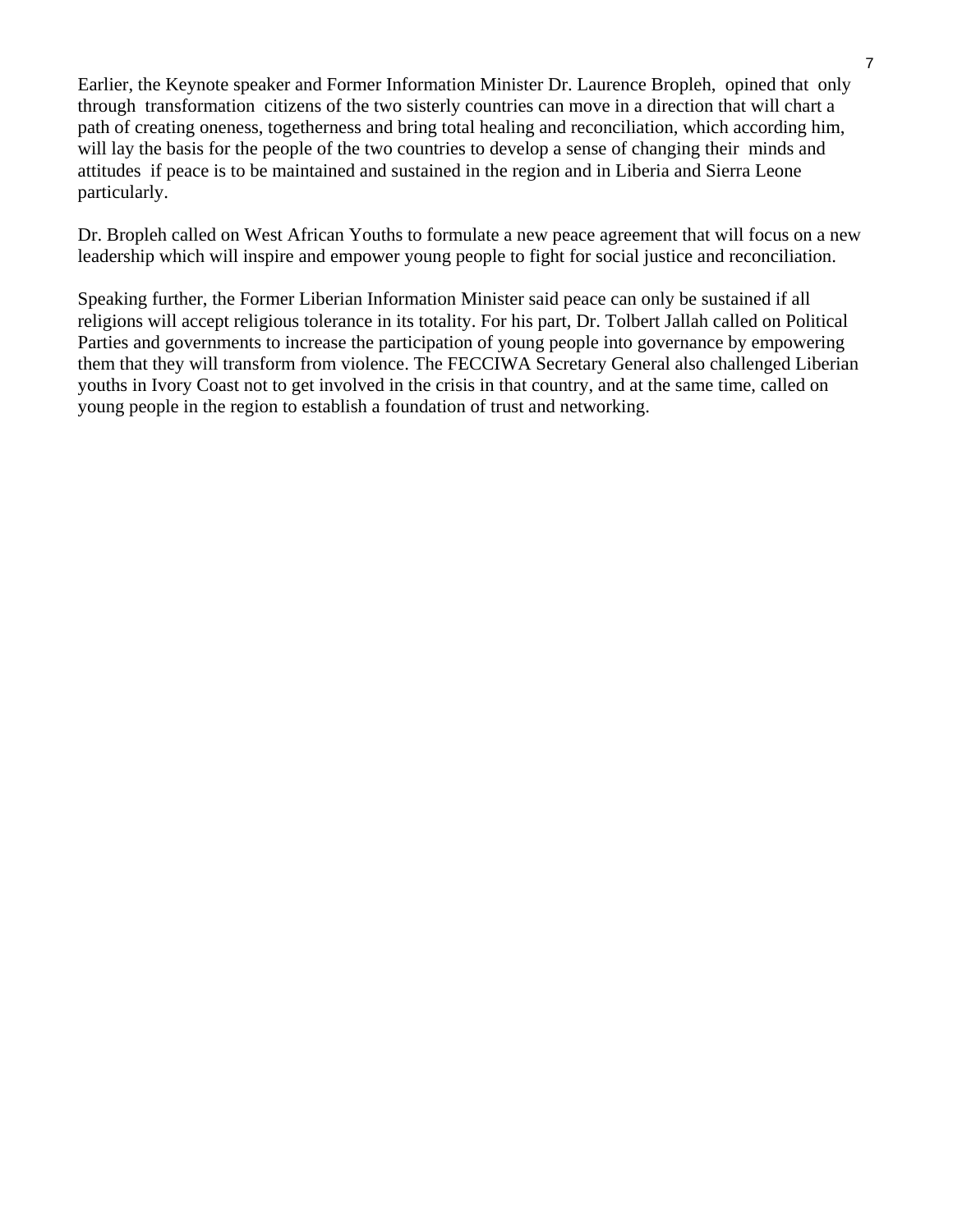Earlier, the Keynote speaker and Former Information Minister Dr. Laurence Bropleh, opined that only through transformation citizens of the two sisterly countries can move in a direction that will chart a path of creating oneness, togetherness and bring total healing and reconciliation, which according him, will lay the basis for the people of the two countries to develop a sense of changing their minds and attitudes if peace is to be maintained and sustained in the region and in Liberia and Sierra Leone particularly.

Dr. Bropleh called on West African Youths to formulate a new peace agreement that will focus on a new leadership which will inspire and empower young people to fight for social justice and reconciliation.

Speaking further, the Former Liberian Information Minister said peace can only be sustained if all religions will accept religious tolerance in its totality. For his part, Dr. Tolbert Jallah called on Political Parties and governments to increase the participation of young people into governance by empowering them that they will transform from violence. The FECCIWA Secretary General also challenged Liberian youths in Ivory Coast not to get involved in the crisis in that country, and at the same time, called on young people in the region to establish a foundation of trust and networking.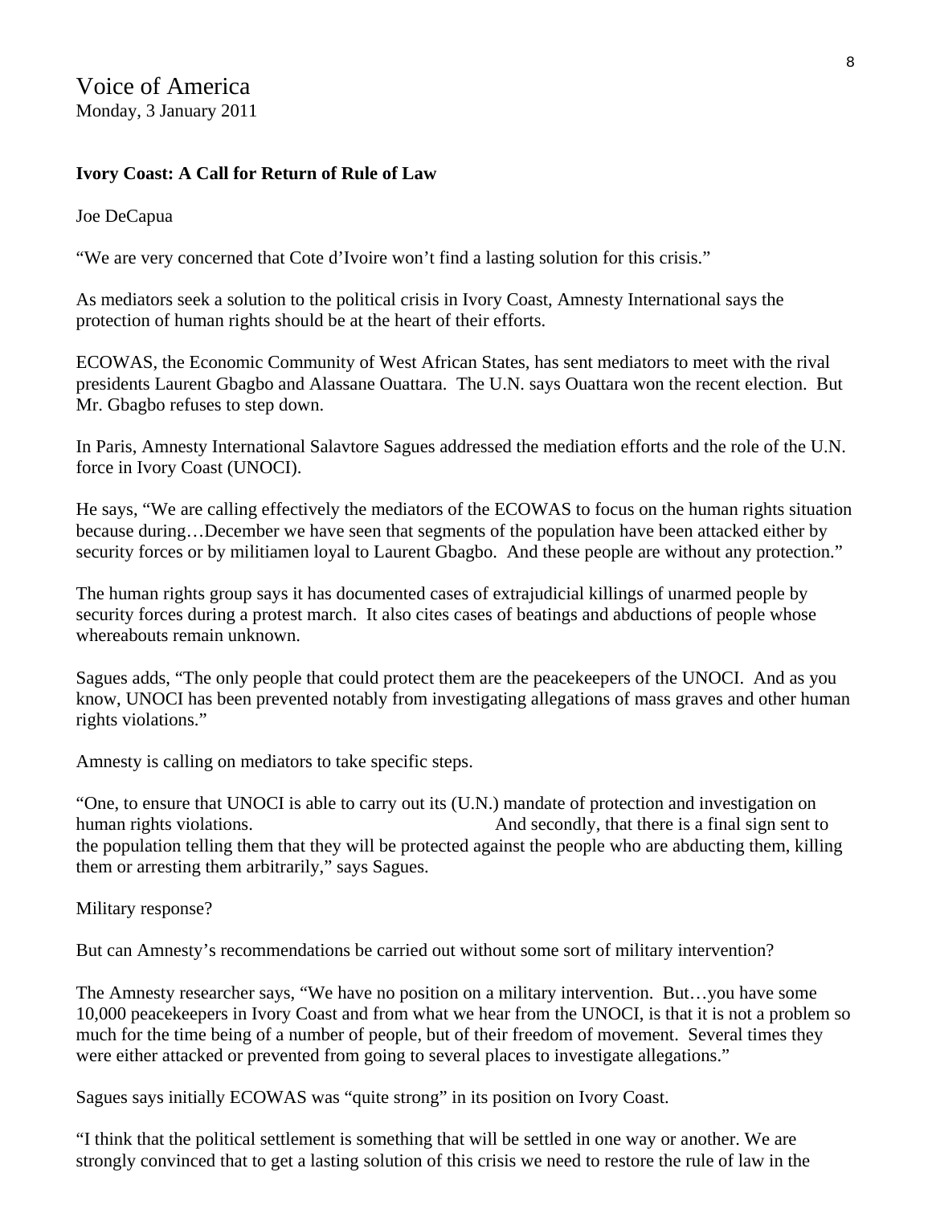Voice of America
Monday, 3 January 2011

**Ivory Coast: A Call for Return of Rule of Law**

Joe DeCapua

"We are very concerned that Cote d'Ivoire won't find a lasting solution for this crisis."

As mediators seek a solution to the political crisis in Ivory Coast, Amnesty International says the protection of human rights should be at the heart of their efforts.

ECOWAS, the Economic Community of West African States, has sent mediators to meet with the rival presidents Laurent Gbagbo and Alassane Ouattara. The U.N. says Ouattara won the recent election. But Mr. Gbagbo refuses to step down.

In Paris, Amnesty International Salavtore Sagues addressed the mediation efforts and the role of the U.N. force in Ivory Coast (UNOCI).

He says, "We are calling effectively the mediators of the ECOWAS to focus on the human rights situation because during…December we have seen that segments of the population have been attacked either by security forces or by militiamen loyal to Laurent Gbagbo. And these people are without any protection."

The human rights group says it has documented cases of extrajudicial killings of unarmed people by security forces during a protest march. It also cites cases of beatings and abductions of people whose whereabouts remain unknown.

Sagues adds, "The only people that could protect them are the peacekeepers of the UNOCI. And as you know, UNOCI has been prevented notably from investigating allegations of mass graves and other human rights violations."

Amnesty is calling on mediators to take specific steps.

"One, to ensure that UNOCI is able to carry out its (U.N.) mandate of protection and investigation on human rights violations. And secondly, that there is a final sign sent to the population telling them that they will be protected against the people who are abducting them, killing them or arresting them arbitrarily," says Sagues.

Military response?

But can Amnesty's recommendations be carried out without some sort of military intervention?

The Amnesty researcher says, "We have no position on a military intervention. But…you have some 10,000 peacekeepers in Ivory Coast and from what we hear from the UNOCI, is that it is not a problem so much for the time being of a number of people, but of their freedom of movement. Several times they were either attacked or prevented from going to several places to investigate allegations."

Sagues says initially ECOWAS was "quite strong" in its position on Ivory Coast.

"I think that the political settlement is something that will be settled in one way or another. We are strongly convinced that to get a lasting solution of this crisis we need to restore the rule of law in the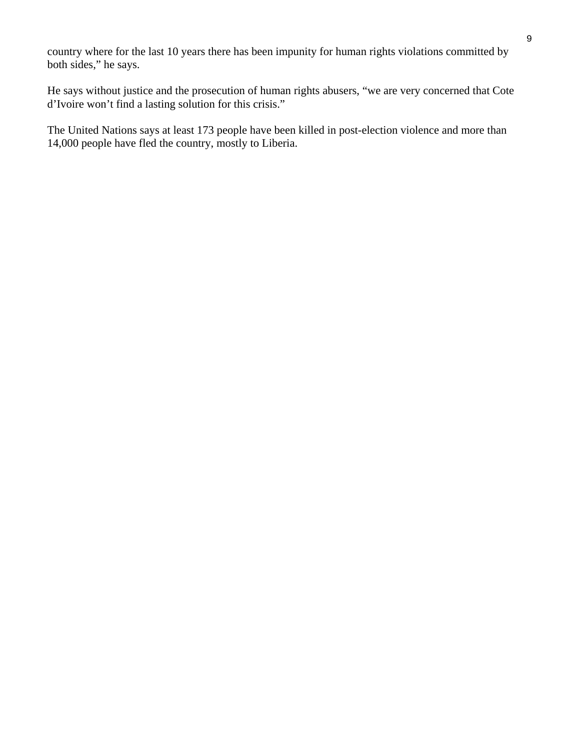country where for the last 10 years there has been impunity for human rights violations committed by both sides," he says.

He says without justice and the prosecution of human rights abusers, "we are very concerned that Cote d'Ivoire won't find a lasting solution for this crisis."

The United Nations says at least 173 people have been killed in post-election violence and more than 14,000 people have fled the country, mostly to Liberia.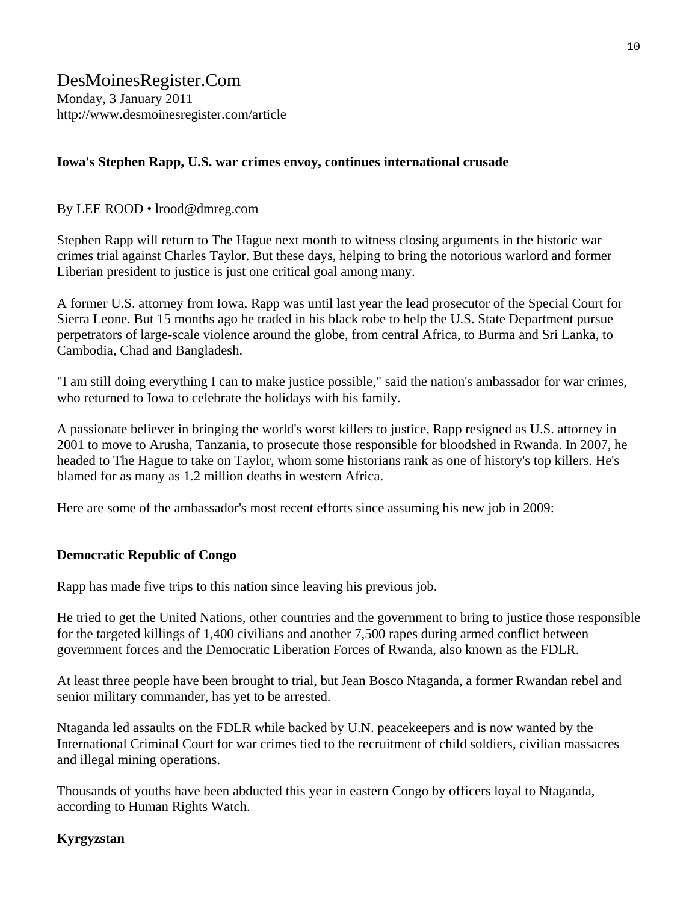DesMoinesRegister.Com
Monday, 3 January 2011
http://www.desmoinesregister.com/article

**Iowa's Stephen Rapp, U.S. war crimes envoy, continues international crusade**

By LEE ROOD • lrood@dmreg.com

Stephen Rapp will return to The Hague next month to witness closing arguments in the historic war crimes trial against Charles Taylor. But these days, helping to bring the notorious warlord and former Liberian president to justice is just one critical goal among many.

A former U.S. attorney from Iowa, Rapp was until last year the lead prosecutor of the Special Court for Sierra Leone. But 15 months ago he traded in his black robe to help the U.S. State Department pursue perpetrators of large-scale violence around the globe, from central Africa, to Burma and Sri Lanka, to Cambodia, Chad and Bangladesh.

"I am still doing everything I can to make justice possible," said the nation's ambassador for war crimes, who returned to Iowa to celebrate the holidays with his family.

A passionate believer in bringing the world's worst killers to justice, Rapp resigned as U.S. attorney in 2001 to move to Arusha, Tanzania, to prosecute those responsible for bloodshed in Rwanda. In 2007, he headed to The Hague to take on Taylor, whom some historians rank as one of history's top killers. He's blamed for as many as 1.2 million deaths in western Africa.

Here are some of the ambassador's most recent efforts since assuming his new job in 2009:

**Democratic Republic of Congo**

Rapp has made five trips to this nation since leaving his previous job.

He tried to get the United Nations, other countries and the government to bring to justice those responsible for the targeted killings of 1,400 civilians and another 7,500 rapes during armed conflict between government forces and the Democratic Liberation Forces of Rwanda, also known as the FDLR.

At least three people have been brought to trial, but Jean Bosco Ntaganda, a former Rwandan rebel and senior military commander, has yet to be arrested.

Ntaganda led assaults on the FDLR while backed by U.N. peacekeepers and is now wanted by the International Criminal Court for war crimes tied to the recruitment of child soldiers, civilian massacres and illegal mining operations.

Thousands of youths have been abducted this year in eastern Congo by officers loyal to Ntaganda, according to Human Rights Watch.

**Kyrgyzstan**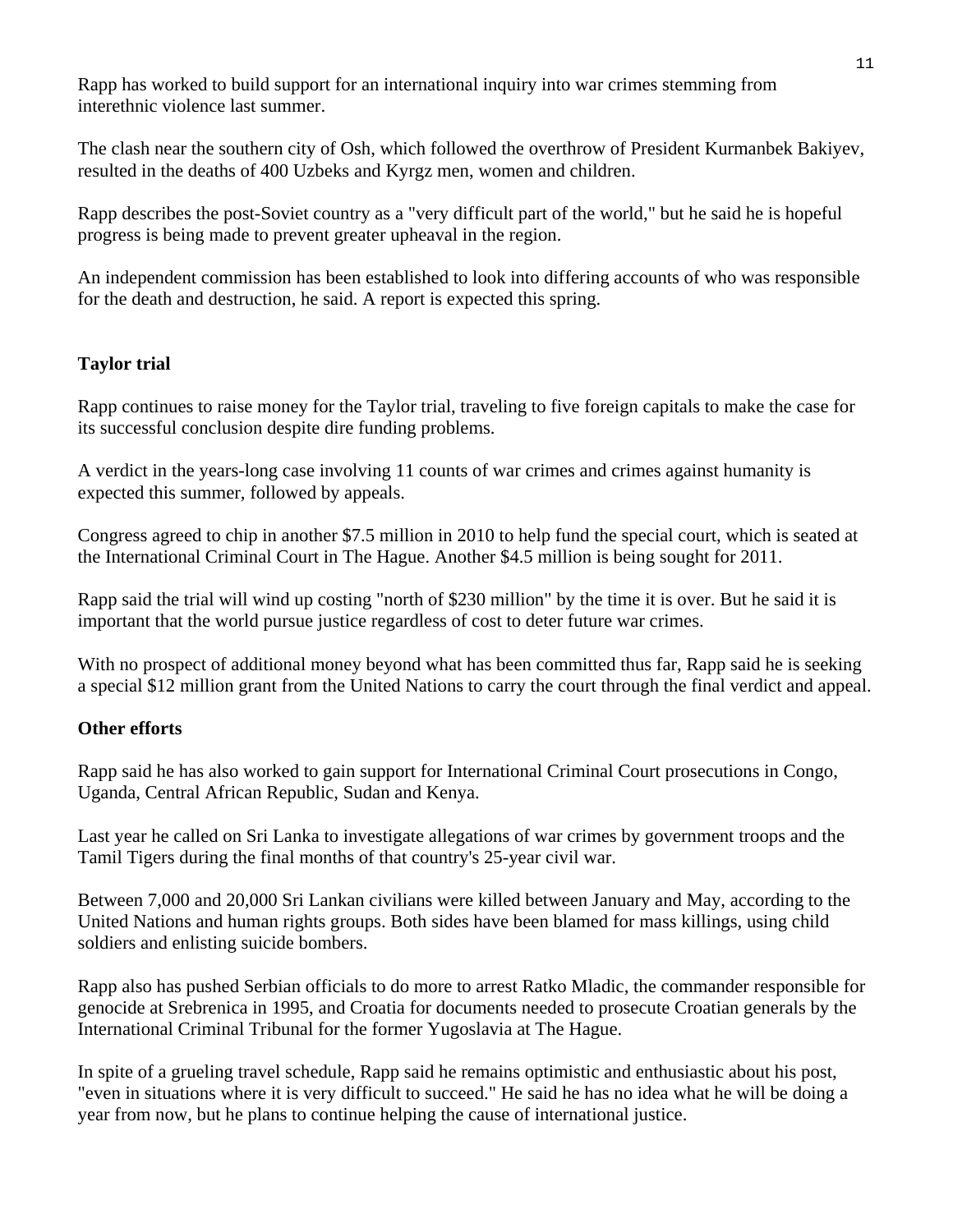Rapp has worked to build support for an international inquiry into war crimes stemming from interethnic violence last summer.

The clash near the southern city of Osh, which followed the overthrow of President Kurmanbek Bakiyev, resulted in the deaths of 400 Uzbeks and Kyrgz men, women and children.

Rapp describes the post-Soviet country as a "very difficult part of the world," but he said he is hopeful progress is being made to prevent greater upheaval in the region.

An independent commission has been established to look into differing accounts of who was responsible for the death and destruction, he said. A report is expected this spring.

**Taylor trial**

Rapp continues to raise money for the Taylor trial, traveling to five foreign capitals to make the case for its successful conclusion despite dire funding problems.

A verdict in the years-long case involving 11 counts of war crimes and crimes against humanity is expected this summer, followed by appeals.

Congress agreed to chip in another $7.5 million in 2010 to help fund the special court, which is seated at the International Criminal Court in The Hague. Another $4.5 million is being sought for 2011.

Rapp said the trial will wind up costing "north of $230 million" by the time it is over. But he said it is important that the world pursue justice regardless of cost to deter future war crimes.

With no prospect of additional money beyond what has been committed thus far, Rapp said he is seeking a special $12 million grant from the United Nations to carry the court through the final verdict and appeal.

**Other efforts**

Rapp said he has also worked to gain support for International Criminal Court prosecutions in Congo, Uganda, Central African Republic, Sudan and Kenya.

Last year he called on Sri Lanka to investigate allegations of war crimes by government troops and the Tamil Tigers during the final months of that country's 25-year civil war.

Between 7,000 and 20,000 Sri Lankan civilians were killed between January and May, according to the United Nations and human rights groups. Both sides have been blamed for mass killings, using child soldiers and enlisting suicide bombers.

Rapp also has pushed Serbian officials to do more to arrest Ratko Mladic, the commander responsible for genocide at Srebrenica in 1995, and Croatia for documents needed to prosecute Croatian generals by the International Criminal Tribunal for the former Yugoslavia at The Hague.

In spite of a grueling travel schedule, Rapp said he remains optimistic and enthusiastic about his post, "even in situations where it is very difficult to succeed." He said he has no idea what he will be doing a year from now, but he plans to continue helping the cause of international justice.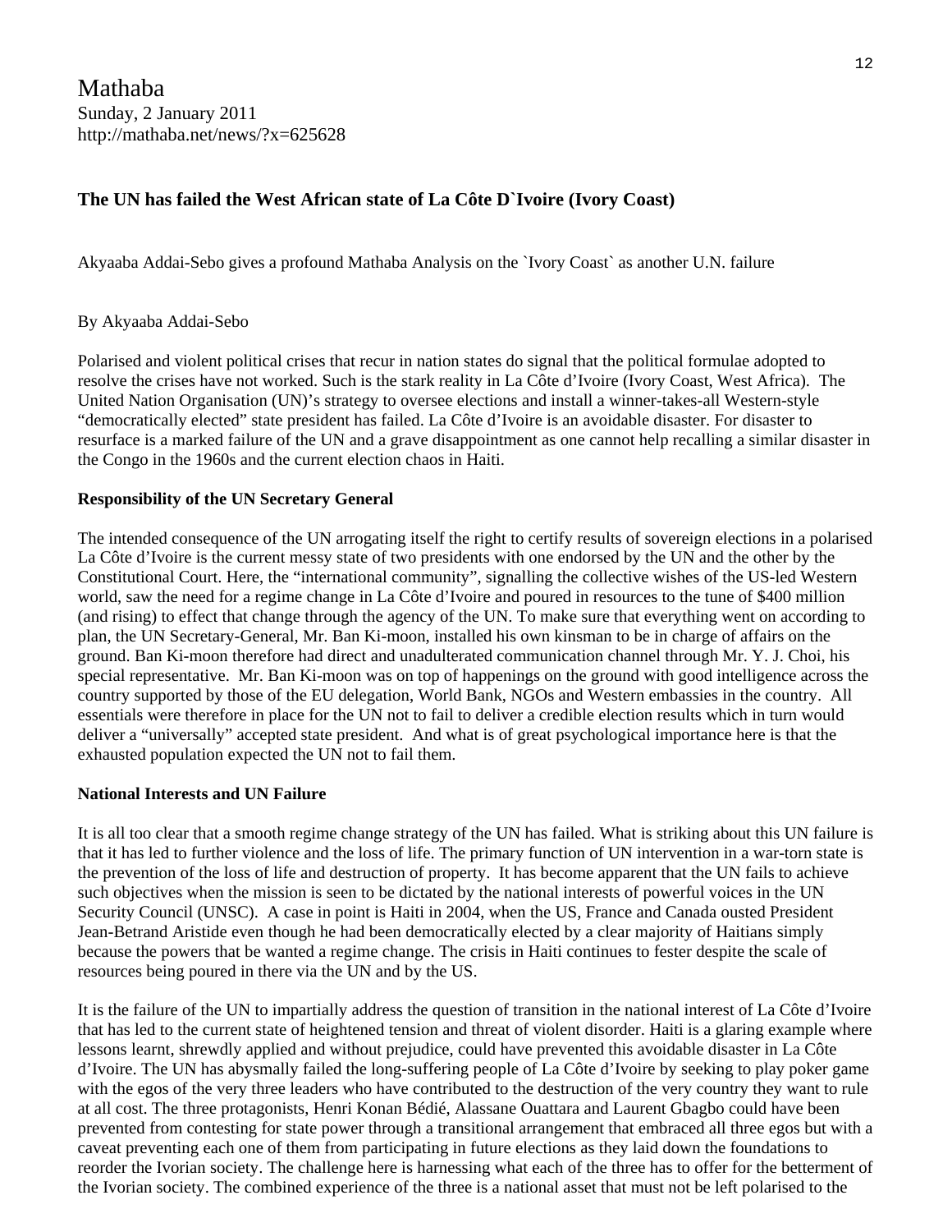# Mathaba

Sunday, 2 January 2011
http://mathaba.net/news/?x=625628

## The UN has failed the West African state of La Côte D`Ivoire (Ivory Coast)

Akyaaba Addai-Sebo gives a profound Mathaba Analysis on the `Ivory Coast` as another U.N. failure

By Akyaaba Addai-Sebo

Polarised and violent political crises that recur in nation states do signal that the political formulae adopted to resolve the crises have not worked. Such is the stark reality in La Côte d'Ivoire (Ivory Coast, West Africa). The United Nation Organisation (UN)'s strategy to oversee elections and install a winner-takes-all Western-style "democratically elected" state president has failed. La Côte d'Ivoire is an avoidable disaster. For disaster to resurface is a marked failure of the UN and a grave disappointment as one cannot help recalling a similar disaster in the Congo in the 1960s and the current election chaos in Haiti.

### Responsibility of the UN Secretary General

The intended consequence of the UN arrogating itself the right to certify results of sovereign elections in a polarised La Côte d'Ivoire is the current messy state of two presidents with one endorsed by the UN and the other by the Constitutional Court. Here, the "international community", signalling the collective wishes of the US-led Western world, saw the need for a regime change in La Côte d'Ivoire and poured in resources to the tune of $400 million (and rising) to effect that change through the agency of the UN. To make sure that everything went on according to plan, the UN Secretary-General, Mr. Ban Ki-moon, installed his own kinsman to be in charge of affairs on the ground. Ban Ki-moon therefore had direct and unadulterated communication channel through Mr. Y. J. Choi, his special representative. Mr. Ban Ki-moon was on top of happenings on the ground with good intelligence across the country supported by those of the EU delegation, World Bank, NGOs and Western embassies in the country. All essentials were therefore in place for the UN not to fail to deliver a credible election results which in turn would deliver a "universally" accepted state president. And what is of great psychological importance here is that the exhausted population expected the UN not to fail them.

### National Interests and UN Failure

It is all too clear that a smooth regime change strategy of the UN has failed. What is striking about this UN failure is that it has led to further violence and the loss of life. The primary function of UN intervention in a war-torn state is the prevention of the loss of life and destruction of property. It has become apparent that the UN fails to achieve such objectives when the mission is seen to be dictated by the national interests of powerful voices in the UN Security Council (UNSC). A case in point is Haiti in 2004, when the US, France and Canada ousted President Jean-Betrand Aristide even though he had been democratically elected by a clear majority of Haitians simply because the powers that be wanted a regime change. The crisis in Haiti continues to fester despite the scale of resources being poured in there via the UN and by the US.

It is the failure of the UN to impartially address the question of transition in the national interest of La Côte d'Ivoire that has led to the current state of heightened tension and threat of violent disorder. Haiti is a glaring example where lessons learnt, shrewdly applied and without prejudice, could have prevented this avoidable disaster in La Côte d'Ivoire. The UN has abysmally failed the long-suffering people of La Côte d'Ivoire by seeking to play poker game with the egos of the very three leaders who have contributed to the destruction of the very country they want to rule at all cost. The three protagonists, Henri Konan Bédié, Alassane Ouattara and Laurent Gbagbo could have been prevented from contesting for state power through a transitional arrangement that embraced all three egos but with a caveat preventing each one of them from participating in future elections as they laid down the foundations to reorder the Ivorian society. The challenge here is harnessing what each of the three has to offer for the betterment of the Ivorian society. The combined experience of the three is a national asset that must not be left polarised to the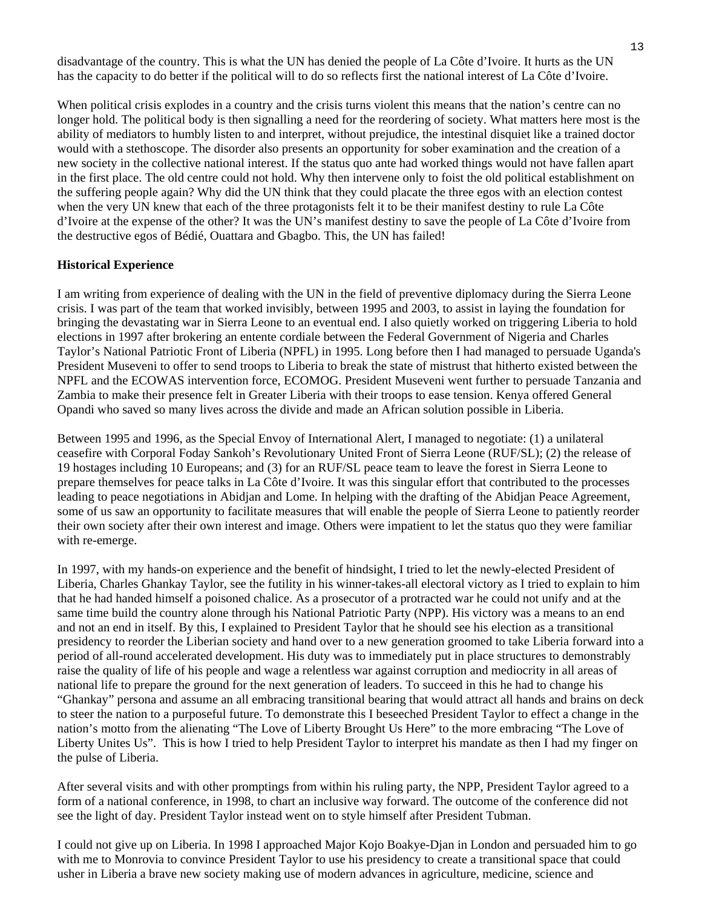disadvantage of the country. This is what the UN has denied the people of La Côte d'Ivoire. It hurts as the UN has the capacity to do better if the political will to do so reflects first the national interest of La Côte d'Ivoire.

When political crisis explodes in a country and the crisis turns violent this means that the nation's centre can no longer hold. The political body is then signalling a need for the reordering of society. What matters here most is the ability of mediators to humbly listen to and interpret, without prejudice, the intestinal disquiet like a trained doctor would with a stethoscope. The disorder also presents an opportunity for sober examination and the creation of a new society in the collective national interest. If the status quo ante had worked things would not have fallen apart in the first place. The old centre could not hold. Why then intervene only to foist the old political establishment on the suffering people again? Why did the UN think that they could placate the three egos with an election contest when the very UN knew that each of the three protagonists felt it to be their manifest destiny to rule La Côte d'Ivoire at the expense of the other? It was the UN's manifest destiny to save the people of La Côte d'Ivoire from the destructive egos of Bédié, Ouattara and Gbagbo. This, the UN has failed!

**Historical Experience**

I am writing from experience of dealing with the UN in the field of preventive diplomacy during the Sierra Leone crisis. I was part of the team that worked invisibly, between 1995 and 2003, to assist in laying the foundation for bringing the devastating war in Sierra Leone to an eventual end. I also quietly worked on triggering Liberia to hold elections in 1997 after brokering an entente cordiale between the Federal Government of Nigeria and Charles Taylor's National Patriotic Front of Liberia (NPFL) in 1995. Long before then I had managed to persuade Uganda's President Museveni to offer to send troops to Liberia to break the state of mistrust that hitherto existed between the NPFL and the ECOWAS intervention force, ECOMOG. President Museveni went further to persuade Tanzania and Zambia to make their presence felt in Greater Liberia with their troops to ease tension. Kenya offered General Opandi who saved so many lives across the divide and made an African solution possible in Liberia.

Between 1995 and 1996, as the Special Envoy of International Alert, I managed to negotiate: (1) a unilateral ceasefire with Corporal Foday Sankoh's Revolutionary United Front of Sierra Leone (RUF/SL); (2) the release of 19 hostages including 10 Europeans; and (3) for an RUF/SL peace team to leave the forest in Sierra Leone to prepare themselves for peace talks in La Côte d'Ivoire. It was this singular effort that contributed to the processes leading to peace negotiations in Abidjan and Lome. In helping with the drafting of the Abidjan Peace Agreement, some of us saw an opportunity to facilitate measures that will enable the people of Sierra Leone to patiently reorder their own society after their own interest and image. Others were impatient to let the status quo they were familiar with re-emerge.

In 1997, with my hands-on experience and the benefit of hindsight, I tried to let the newly-elected President of Liberia, Charles Ghankay Taylor, see the futility in his winner-takes-all electoral victory as I tried to explain to him that he had handed himself a poisoned chalice. As a prosecutor of a protracted war he could not unify and at the same time build the country alone through his National Patriotic Party (NPP). His victory was a means to an end and not an end in itself. By this, I explained to President Taylor that he should see his election as a transitional presidency to reorder the Liberian society and hand over to a new generation groomed to take Liberia forward into a period of all-round accelerated development. His duty was to immediately put in place structures to demonstrably raise the quality of life of his people and wage a relentless war against corruption and mediocrity in all areas of national life to prepare the ground for the next generation of leaders. To succeed in this he had to change his "Ghankay" persona and assume an all embracing transitional bearing that would attract all hands and brains on deck to steer the nation to a purposeful future. To demonstrate this I beseeched President Taylor to effect a change in the nation's motto from the alienating "The Love of Liberty Brought Us Here" to the more embracing "The Love of Liberty Unites Us". This is how I tried to help President Taylor to interpret his mandate as then I had my finger on the pulse of Liberia.

After several visits and with other promptings from within his ruling party, the NPP, President Taylor agreed to a form of a national conference, in 1998, to chart an inclusive way forward. The outcome of the conference did not see the light of day. President Taylor instead went on to style himself after President Tubman.

I could not give up on Liberia. In 1998 I approached Major Kojo Boakye-Djan in London and persuaded him to go with me to Monrovia to convince President Taylor to use his presidency to create a transitional space that could usher in Liberia a brave new society making use of modern advances in agriculture, medicine, science and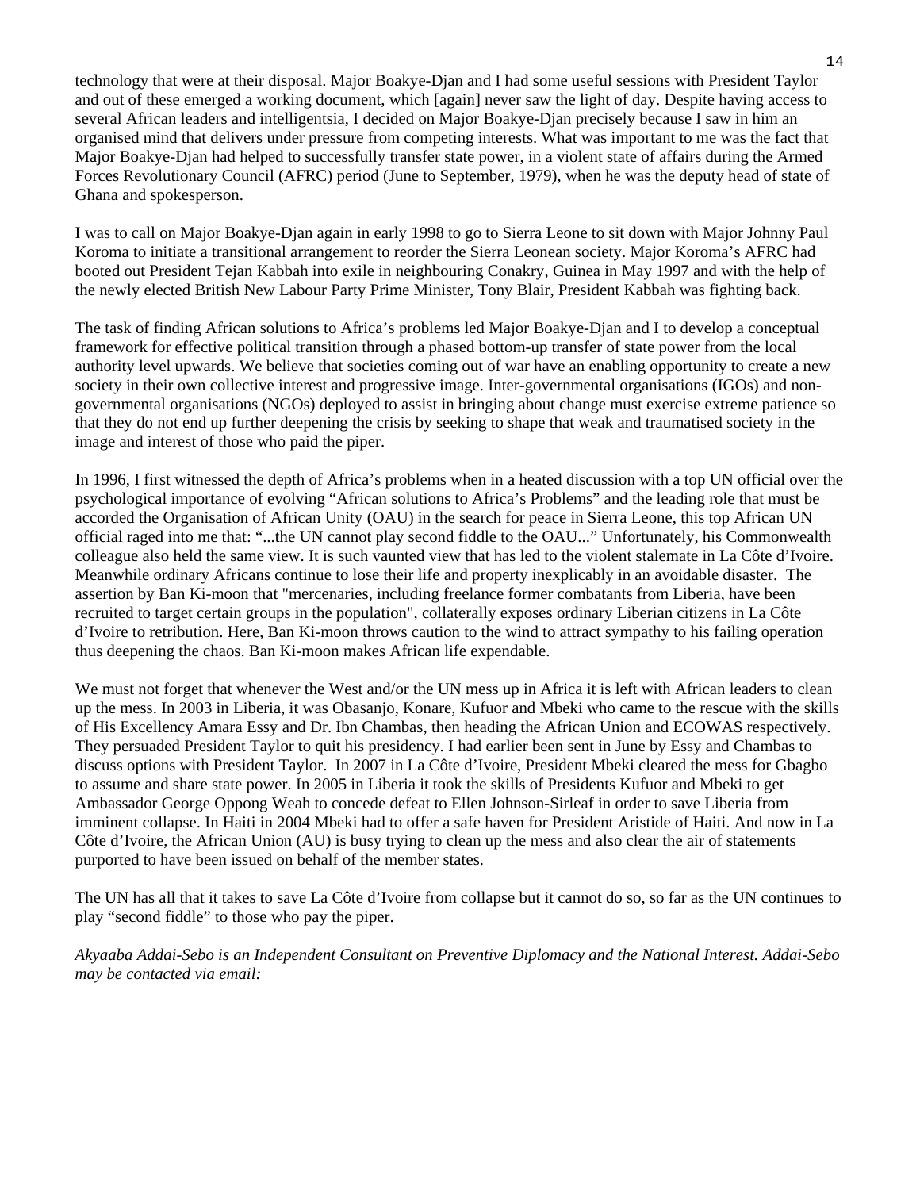technology that were at their disposal. Major Boakye-Djan and I had some useful sessions with President Taylor and out of these emerged a working document, which [again] never saw the light of day. Despite having access to several African leaders and intelligentsia, I decided on Major Boakye-Djan precisely because I saw in him an organised mind that delivers under pressure from competing interests. What was important to me was the fact that Major Boakye-Djan had helped to successfully transfer state power, in a violent state of affairs during the Armed Forces Revolutionary Council (AFRC) period (June to September, 1979), when he was the deputy head of state of Ghana and spokesperson.

I was to call on Major Boakye-Djan again in early 1998 to go to Sierra Leone to sit down with Major Johnny Paul Koroma to initiate a transitional arrangement to reorder the Sierra Leonean society. Major Koroma's AFRC had booted out President Tejan Kabbah into exile in neighbouring Conakry, Guinea in May 1997 and with the help of the newly elected British New Labour Party Prime Minister, Tony Blair, President Kabbah was fighting back.

The task of finding African solutions to Africa's problems led Major Boakye-Djan and I to develop a conceptual framework for effective political transition through a phased bottom-up transfer of state power from the local authority level upwards. We believe that societies coming out of war have an enabling opportunity to create a new society in their own collective interest and progressive image. Inter-governmental organisations (IGOs) and non-governmental organisations (NGOs) deployed to assist in bringing about change must exercise extreme patience so that they do not end up further deepening the crisis by seeking to shape that weak and traumatised society in the image and interest of those who paid the piper.

In 1996, I first witnessed the depth of Africa's problems when in a heated discussion with a top UN official over the psychological importance of evolving "African solutions to Africa's Problems" and the leading role that must be accorded the Organisation of African Unity (OAU) in the search for peace in Sierra Leone, this top African UN official raged into me that: "...the UN cannot play second fiddle to the OAU..." Unfortunately, his Commonwealth colleague also held the same view. It is such vaunted view that has led to the violent stalemate in La Côte d'Ivoire. Meanwhile ordinary Africans continue to lose their life and property inexplicably in an avoidable disaster. The assertion by Ban Ki-moon that "mercenaries, including freelance former combatants from Liberia, have been recruited to target certain groups in the population", collaterally exposes ordinary Liberian citizens in La Côte d'Ivoire to retribution. Here, Ban Ki-moon throws caution to the wind to attract sympathy to his failing operation thus deepening the chaos. Ban Ki-moon makes African life expendable.

We must not forget that whenever the West and/or the UN mess up in Africa it is left with African leaders to clean up the mess. In 2003 in Liberia, it was Obasanjo, Konare, Kufuor and Mbeki who came to the rescue with the skills of His Excellency Amara Essy and Dr. Ibn Chambas, then heading the African Union and ECOWAS respectively. They persuaded President Taylor to quit his presidency. I had earlier been sent in June by Essy and Chambas to discuss options with President Taylor. In 2007 in La Côte d'Ivoire, President Mbeki cleared the mess for Gbagbo to assume and share state power. In 2005 in Liberia it took the skills of Presidents Kufuor and Mbeki to get Ambassador George Oppong Weah to concede defeat to Ellen Johnson-Sirleaf in order to save Liberia from imminent collapse. In Haiti in 2004 Mbeki had to offer a safe haven for President Aristide of Haiti. And now in La Côte d'Ivoire, the African Union (AU) is busy trying to clean up the mess and also clear the air of statements purported to have been issued on behalf of the member states.

The UN has all that it takes to save La Côte d'Ivoire from collapse but it cannot do so, so far as the UN continues to play "second fiddle" to those who pay the piper.

*Akyaaba Addai-Sebo is an Independent Consultant on Preventive Diplomacy and the National Interest. Addai-Sebo may be contacted via email:*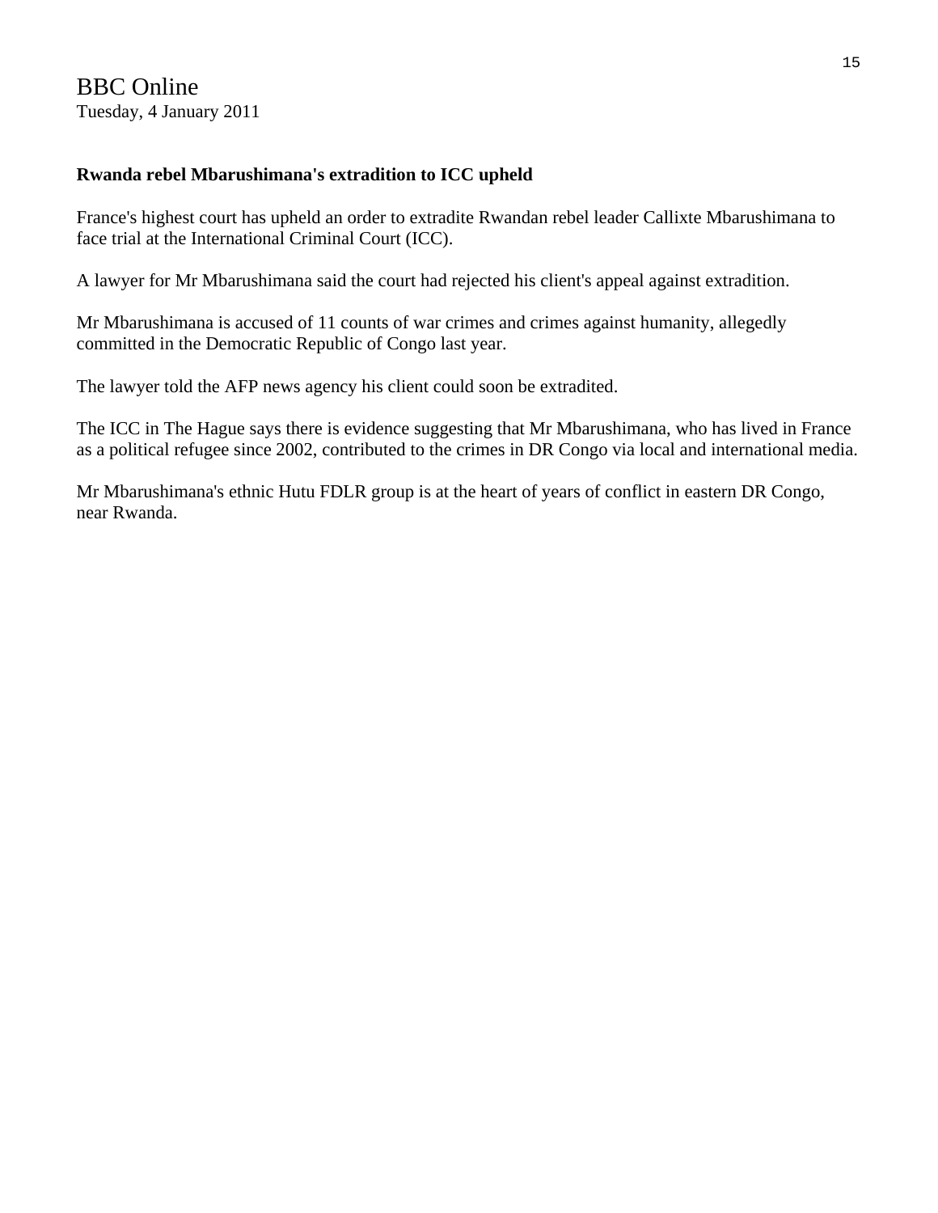BBC Online
Tuesday, 4 January 2011

**Rwanda rebel Mbarushimana's extradition to ICC upheld**

France's highest court has upheld an order to extradite Rwandan rebel leader Callixte Mbarushimana to face trial at the International Criminal Court (ICC).

A lawyer for Mr Mbarushimana said the court had rejected his client's appeal against extradition.

Mr Mbarushimana is accused of 11 counts of war crimes and crimes against humanity, allegedly committed in the Democratic Republic of Congo last year.

The lawyer told the AFP news agency his client could soon be extradited.

The ICC in The Hague says there is evidence suggesting that Mr Mbarushimana, who has lived in France as a political refugee since 2002, contributed to the crimes in DR Congo via local and international media.

Mr Mbarushimana's ethnic Hutu FDLR group is at the heart of years of conflict in eastern DR Congo, near Rwanda.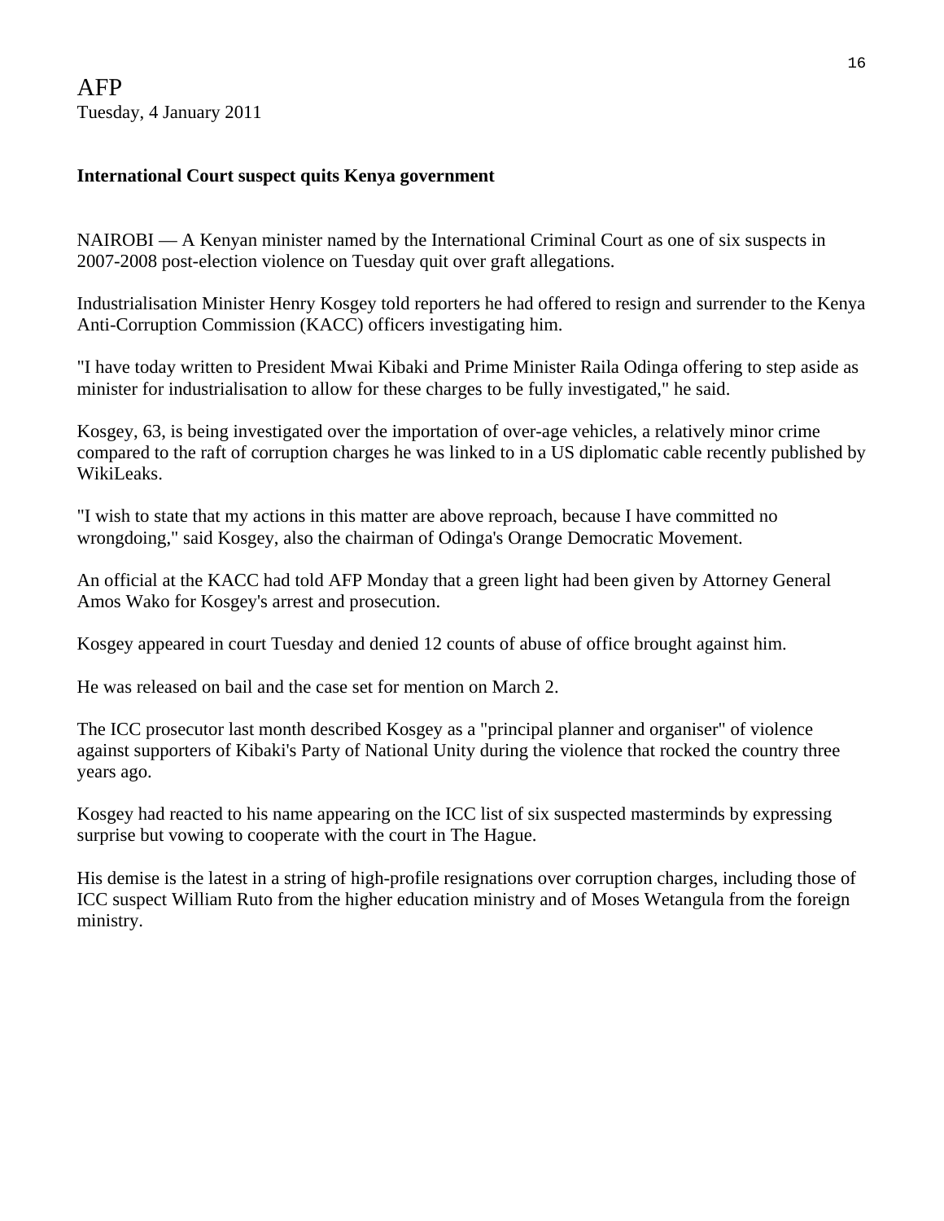AFP
Tuesday, 4 January 2011

**International Court suspect quits Kenya government**

NAIROBI — A Kenyan minister named by the International Criminal Court as one of six suspects in 2007-2008 post-election violence on Tuesday quit over graft allegations.

Industrialisation Minister Henry Kosgey told reporters he had offered to resign and surrender to the Kenya Anti-Corruption Commission (KACC) officers investigating him.

"I have today written to President Mwai Kibaki and Prime Minister Raila Odinga offering to step aside as minister for industrialisation to allow for these charges to be fully investigated," he said.

Kosgey, 63, is being investigated over the importation of over-age vehicles, a relatively minor crime compared to the raft of corruption charges he was linked to in a US diplomatic cable recently published by WikiLeaks.

"I wish to state that my actions in this matter are above reproach, because I have committed no wrongdoing," said Kosgey, also the chairman of Odinga's Orange Democratic Movement.

An official at the KACC had told AFP Monday that a green light had been given by Attorney General Amos Wako for Kosgey's arrest and prosecution.

Kosgey appeared in court Tuesday and denied 12 counts of abuse of office brought against him.

He was released on bail and the case set for mention on March 2.

The ICC prosecutor last month described Kosgey as a "principal planner and organiser" of violence against supporters of Kibaki's Party of National Unity during the violence that rocked the country three years ago.

Kosgey had reacted to his name appearing on the ICC list of six suspected masterminds by expressing surprise but vowing to cooperate with the court in The Hague.

His demise is the latest in a string of high-profile resignations over corruption charges, including those of ICC suspect William Ruto from the higher education ministry and of Moses Wetangula from the foreign ministry.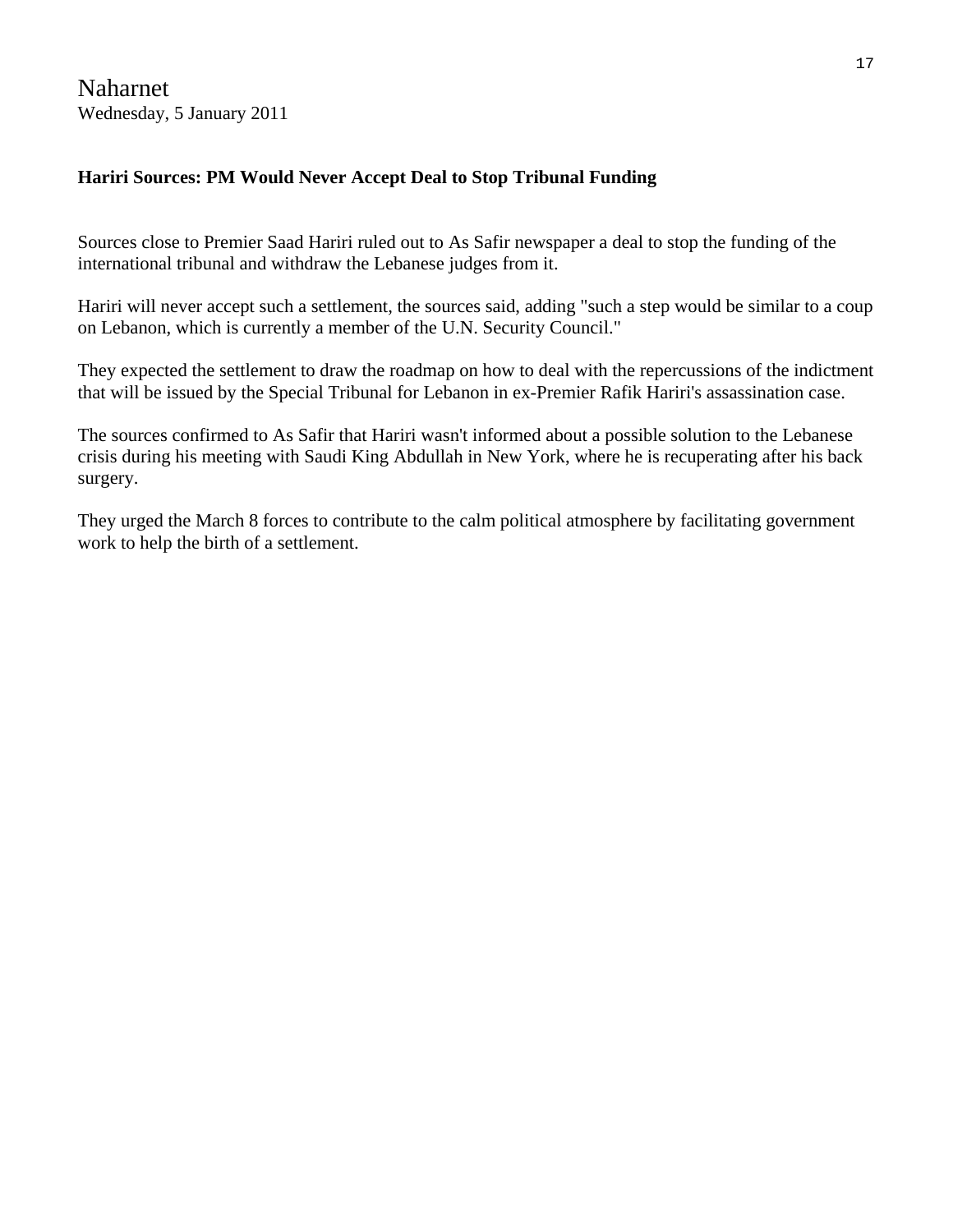Naharnet
Wednesday, 5 January 2011

**Hariri Sources: PM Would Never Accept Deal to Stop Tribunal Funding**

Sources close to Premier Saad Hariri ruled out to As Safir newspaper a deal to stop the funding of the international tribunal and withdraw the Lebanese judges from it.

Hariri will never accept such a settlement, the sources said, adding "such a step would be similar to a coup on Lebanon, which is currently a member of the U.N. Security Council."

They expected the settlement to draw the roadmap on how to deal with the repercussions of the indictment that will be issued by the Special Tribunal for Lebanon in ex-Premier Rafik Hariri's assassination case.

The sources confirmed to As Safir that Hariri wasn't informed about a possible solution to the Lebanese crisis during his meeting with Saudi King Abdullah in New York, where he is recuperating after his back surgery.

They urged the March 8 forces to contribute to the calm political atmosphere by facilitating government work to help the birth of a settlement.